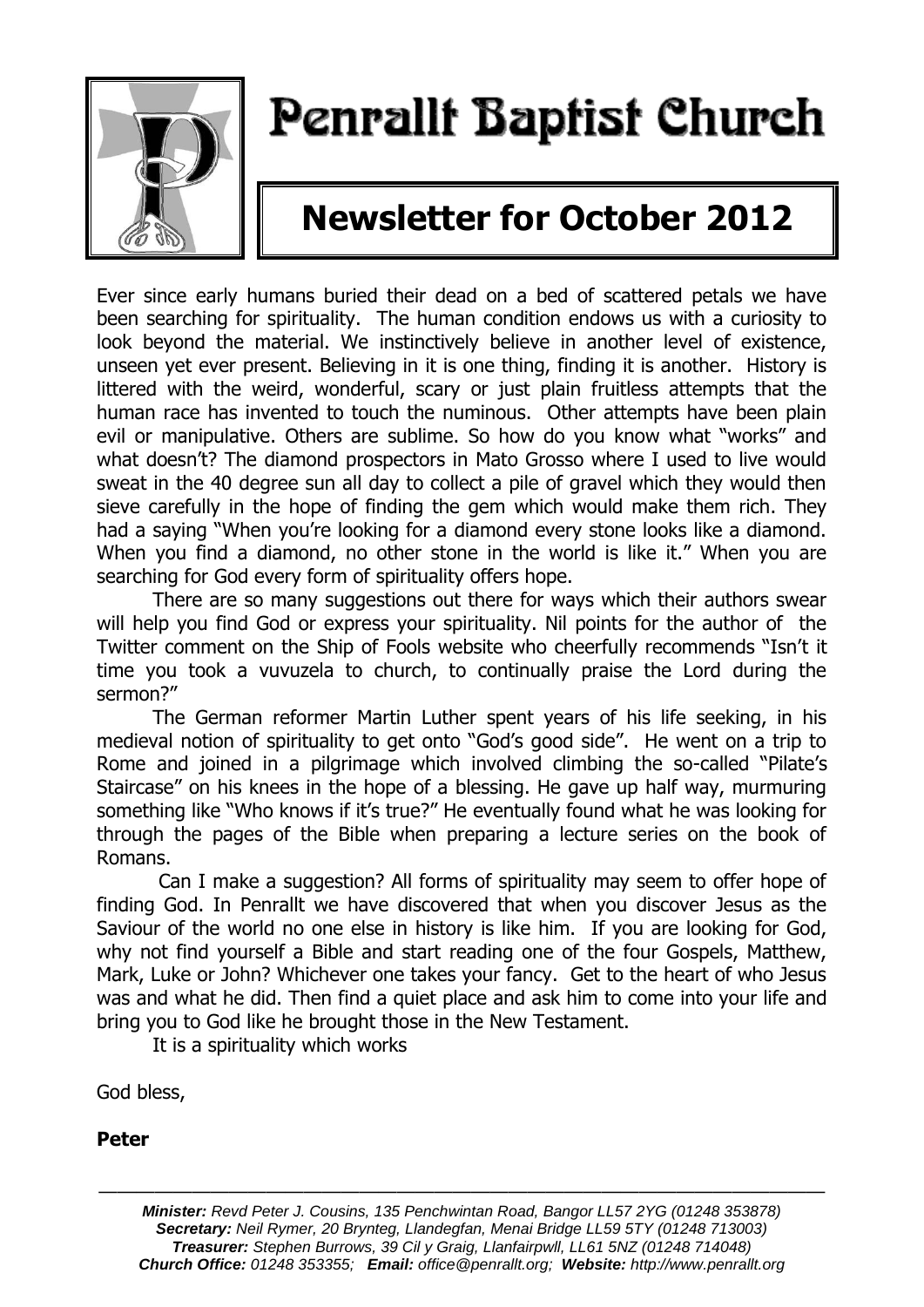# Penrallt Baptist Church

## Newsletter for October 2012

Ever since early humans buried their dead on a bed of scattered petals we have been searching for spirituality. The human condition endows us with a curiosity to look beyond the material. We instinctively believe in another level of existence, unseen yet ever present. Believing in it is one thing, finding it is another. History is littered with the weird, wonderful, scary or just plain fruitless attempts that the human race has invented to touch the numinous. Other attempts have been plain evil or manipulative. Others are sublime. So how do you know what "works" and what doesn't? The diamond prospectors in Mato Grosso where I used to live would sweat in the 40 degree sun all day to collect a pile of gravel which they would then sieve carefully in the hope of finding the gem which would make them rich. They had a saying "When you're looking for a diamond every stone looks like a diamond. When you find a diamond, no other stone in the world is like it." When you are searching for God every form of spirituality offers hope.

There are so many suggestions out there for ways which their authors swear will help you find God or express your spirituality. Nil points for the author of the Twitter comment on the Ship of Fools website who cheerfully recommends "Isn't it time you took a vuvuzela to church, to continually praise the Lord during the sermon?"

The German reformer Martin Luther spent years of his life seeking, in his medieval notion of spirituality to get onto "God's good side". He went on a trip to Rome and joined in a pilgrimage which involved climbing the so-called "Pilate's Staircase" on his knees in the hope of a blessing. He gave up half way, murmuring something like "Who knows if it's true?" He eventually found what he was looking for through the pages of the Bible when preparing a lecture series on the book of Romans.

Can I make a suggestion? All forms of spirituality may seem to offer hope of finding God. In Penrallt we have discovered that when you discover Jesus as the Saviour of the world no one else in history is like him. If you are looking for God, why not find yourself a Bible and start reading one of the four Gospels, Matthew, Mark, Luke or John? Whichever one takes your fancy. Get to the heart of who Jesus was and what he did. Then find a quiet place and ask him to come into your life and bring you to God like he brought those in the New Testament.

It is a spirituality which works

God bless,

**Peter**

---

***Minister:*** *Revd Peter J. Cousins, 135 Penchwintan Road, Bangor LL57 2YG (01248 353878)*
***Secretary:*** *Neil Rymer, 20 Brynteg, Llandegfan, Menai Bridge LL59 5TY (01248 713003)*
***Treasurer:*** *Stephen Burrows, 39 Cil y Graig, Llanfairpwll, LL61 5NZ (01248 714048)*
***Church Office:*** *01248 353355;* ***Email:*** *office@penrallt.org;* ***Website:*** *http://www.penrallt.org*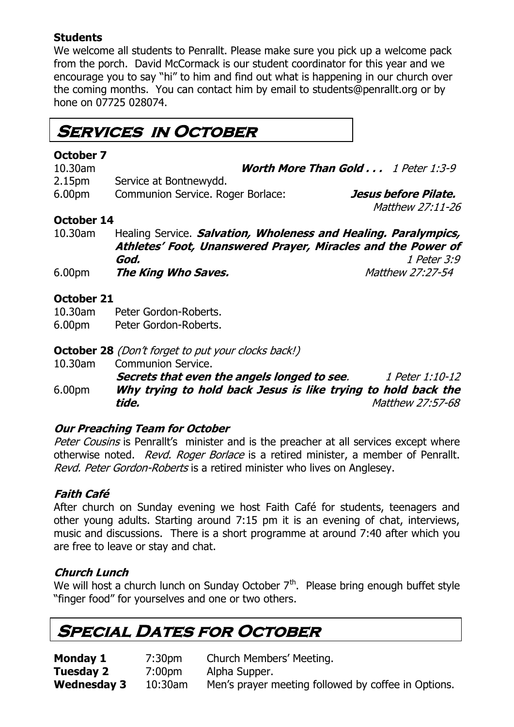**Students**

We welcome all students to Penrallt. Please make sure you pick up a welcome pack from the porch. David McCormack is our student coordinator for this year and we encourage you to say "hi" to him and find out what is happening in our church over the coming months. You can contact him by email to students@penrallt.org or by hone on 07725 028074.

## Services in October

**October 7**

10.30am **_Worth More Than Gold . . ._** _1 Peter 1:3-9_

2.15pm Service at Bontnewydd.

6.00pm Communion Service. Roger Borlace: **_Jesus before Pilate._** _Matthew 27:11-26_

**October 14**

10.30am Healing Service. **_Salvation, Wholeness and Healing. Paralympics, Athletes' Foot, Unanswered Prayer, Miracles and the Power of God._** _1 Peter 3:9_

6.00pm **_The King Who Saves._** _Matthew 27:27-54_

**October 21**

10.30am Peter Gordon-Roberts.

6.00pm Peter Gordon-Roberts.

**October 28** _(Don't forget to put your clocks back!)_

10.30am Communion Service. **_Secrets that even the angels longed to see_**. _1 Peter 1:10-12_

6.00pm **_Why trying to hold back Jesus is like trying to hold back the tide._** _Matthew 27:57-68_

### _Our Preaching Team for October_

_Peter Cousins_ is Penrallt's minister and is the preacher at all services except where otherwise noted. _Revd. Roger Borlace_ is a retired minister, a member of Penrallt. _Revd. Peter Gordon-Roberts_ is a retired minister who lives on Anglesey.

### _Faith Café_

After church on Sunday evening we host Faith Café for students, teenagers and other young adults. Starting around 7:15 pm it is an evening of chat, interviews, music and discussions. There is a short programme at around 7:40 after which you are free to leave or stay and chat.

### _Church Lunch_

We will host a church lunch on Sunday October 7th. Please bring enough buffet style "finger food" for yourselves and one or two others.

## Special Dates for October

| | | |
|---|---|---|
| **Monday 1** | 7:30pm | Church Members' Meeting. |
| **Tuesday 2** | 7:00pm | Alpha Supper. |
| **Wednesday 3** | 10:30am | Men's prayer meeting followed by coffee in Options. |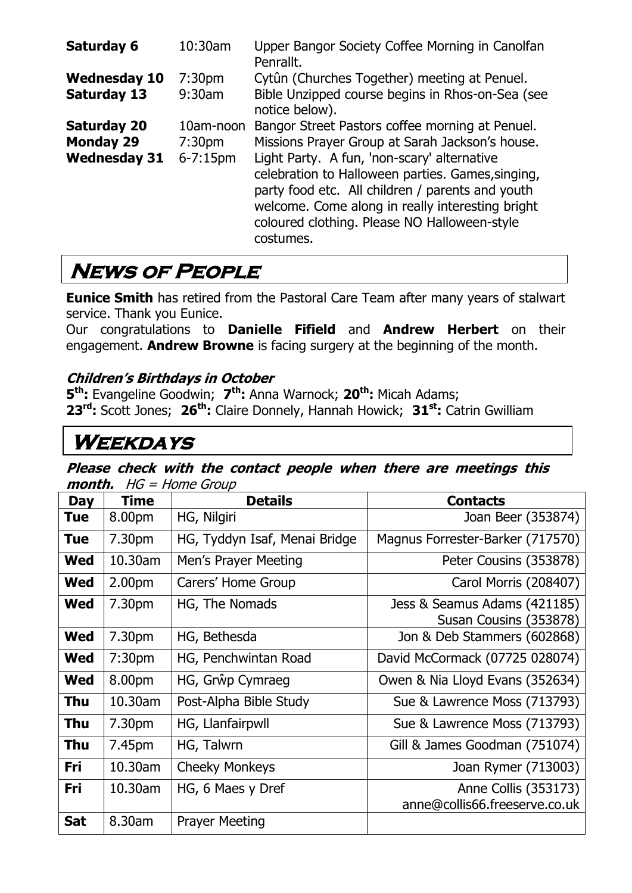| | | |
|---|---|---|
| **Saturday 6** | 10:30am | Upper Bangor Society Coffee Morning in Canolfan Penrallt. |
| **Wednesday 10** | 7:30pm | Cytûn (Churches Together) meeting at Penuel. |
| **Saturday 13** | 9:30am | Bible Unzipped course begins in Rhos-on-Sea (see notice below). |
| **Saturday 20** | 10am-noon | Bangor Street Pastors coffee morning at Penuel. |
| **Monday 29** | 7:30pm | Missions Prayer Group at Sarah Jackson's house. |
| **Wednesday 31** | 6-7:15pm | Light Party. A fun, 'non-scary' alternative celebration to Halloween parties. Games,singing, party food etc. All children / parents and youth welcome. Come along in really interesting bright coloured clothing. Please NO Halloween-style costumes. |

# News of People

**Eunice Smith** has retired from the Pastoral Care Team after many years of stalwart service. Thank you Eunice.

Our congratulations to **Danielle Fifield** and **Andrew Herbert** on their engagement. **Andrew Browne** is facing surgery at the beginning of the month.

### *Children's Birthdays in October*

**5th:** Evangeline Goodwin; **7th:** Anna Warnock; **20th:** Micah Adams;
**23rd:** Scott Jones; **26th:** Claire Donnely, Hannah Howick; **31st:** Catrin Gwilliam

# Weekdays

***Please check with the contact people when there are meetings this month.*** *HG = Home Group*

| Day | Time | Details | Contacts |
|---|---|---|---|
| **Tue** | 8.00pm | HG, Nilgiri | Joan Beer (353874) |
| **Tue** | 7.30pm | HG, Tyddyn Isaf, Menai Bridge | Magnus Forrester-Barker (717570) |
| **Wed** | 10.30am | Men's Prayer Meeting | Peter Cousins (353878) |
| **Wed** | 2.00pm | Carers' Home Group | Carol Morris (208407) |
| **Wed** | 7.30pm | HG, The Nomads | Jess & Seamus Adams (421185) Susan Cousins (353878) |
| **Wed** | 7.30pm | HG, Bethesda | Jon & Deb Stammers (602868) |
| **Wed** | 7:30pm | HG, Penchwintan Road | David McCormack (07725 028074) |
| **Wed** | 8.00pm | HG, Grŵp Cymraeg | Owen & Nia Lloyd Evans (352634) |
| **Thu** | 10.30am | Post-Alpha Bible Study | Sue & Lawrence Moss (713793) |
| **Thu** | 7.30pm | HG, Llanfairpwll | Sue & Lawrence Moss (713793) |
| **Thu** | 7.45pm | HG, Talwrn | Gill & James Goodman (751074) |
| **Fri** | 10.30am | Cheeky Monkeys | Joan Rymer (713003) |
| **Fri** | 10.30am | HG, 6 Maes y Dref | Anne Collis (353173) anne@collis66.freeserve.co.uk |
| **Sat** | 8.30am | Prayer Meeting | |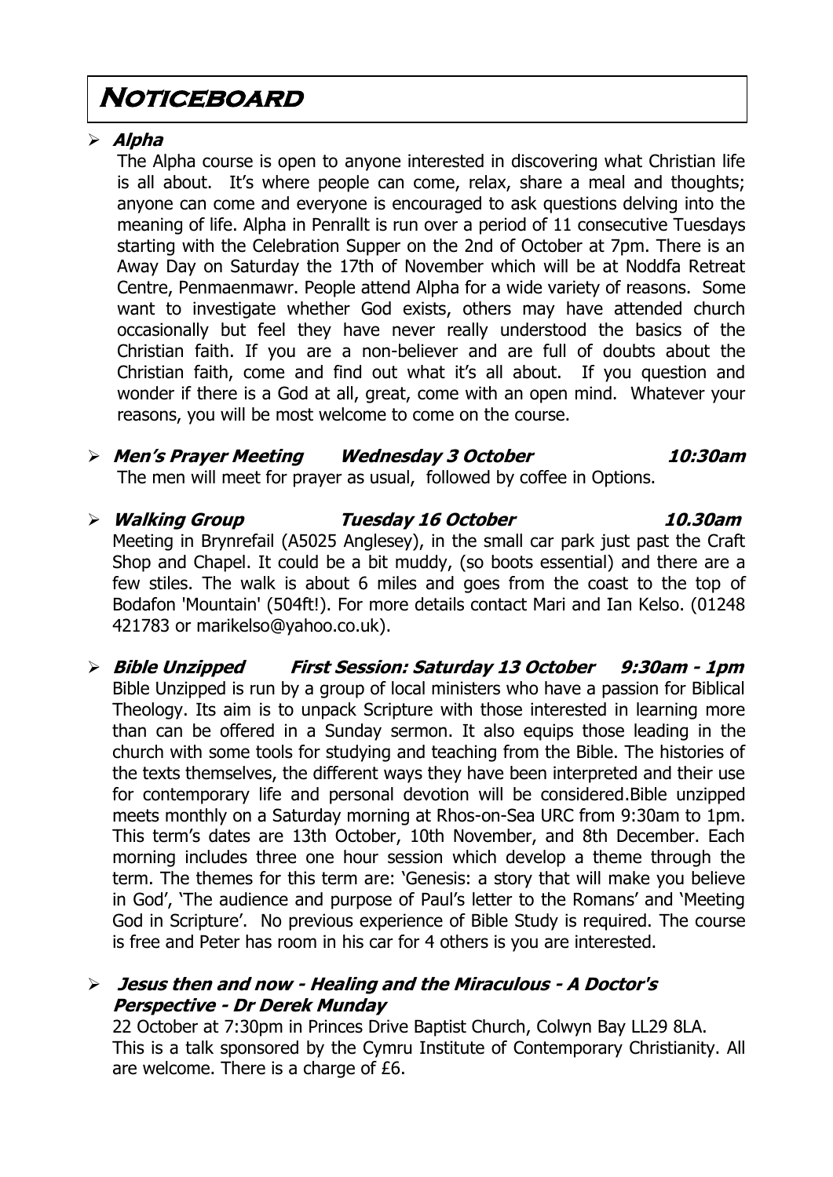# Noticeboard

- ***Alpha***

  The Alpha course is open to anyone interested in discovering what Christian life is all about. It's where people can come, relax, share a meal and thoughts; anyone can come and everyone is encouraged to ask questions delving into the meaning of life. Alpha in Penrallt is run over a period of 11 consecutive Tuesdays starting with the Celebration Supper on the 2nd of October at 7pm. There is an Away Day on Saturday the 17th of November which will be at Noddfa Retreat Centre, Penmaenmawr. People attend Alpha for a wide variety of reasons. Some want to investigate whether God exists, others may have attended church occasionally but feel they have never really understood the basics of the Christian faith. If you are a non-believer and are full of doubts about the Christian faith, come and find out what it's all about. If you question and wonder if there is a God at all, great, come with an open mind. Whatever your reasons, you will be most welcome to come on the course.

- ***Men's Prayer Meeting Wednesday 3 October 10:30am***

  The men will meet for prayer as usual, followed by coffee in Options.

- ***Walking Group Tuesday 16 October 10.30am***

  Meeting in Brynrefail (A5025 Anglesey), in the small car park just past the Craft Shop and Chapel. It could be a bit muddy, (so boots essential) and there are a few stiles. The walk is about 6 miles and goes from the coast to the top of Bodafon 'Mountain' (504ft!). For more details contact Mari and Ian Kelso. (01248 421783 or marikelso@yahoo.co.uk).

- ***Bible Unzipped First Session: Saturday 13 October 9:30am - 1pm***

  Bible Unzipped is run by a group of local ministers who have a passion for Biblical Theology. Its aim is to unpack Scripture with those interested in learning more than can be offered in a Sunday sermon. It also equips those leading in the church with some tools for studying and teaching from the Bible. The histories of the texts themselves, the different ways they have been interpreted and their use for contemporary life and personal devotion will be considered.Bible unzipped meets monthly on a Saturday morning at Rhos-on-Sea URC from 9:30am to 1pm. This term's dates are 13th October, 10th November, and 8th December. Each morning includes three one hour session which develop a theme through the term. The themes for this term are: 'Genesis: a story that will make you believe in God', 'The audience and purpose of Paul's letter to the Romans' and 'Meeting God in Scripture'. No previous experience of Bible Study is required. The course is free and Peter has room in his car for 4 others is you are interested.

- ***Jesus then and now - Healing and the Miraculous - A Doctor's Perspective - Dr Derek Munday***

  22 October at 7:30pm in Princes Drive Baptist Church, Colwyn Bay LL29 8LA. This is a talk sponsored by the Cymru Institute of Contemporary Christianity. All are welcome. There is a charge of £6.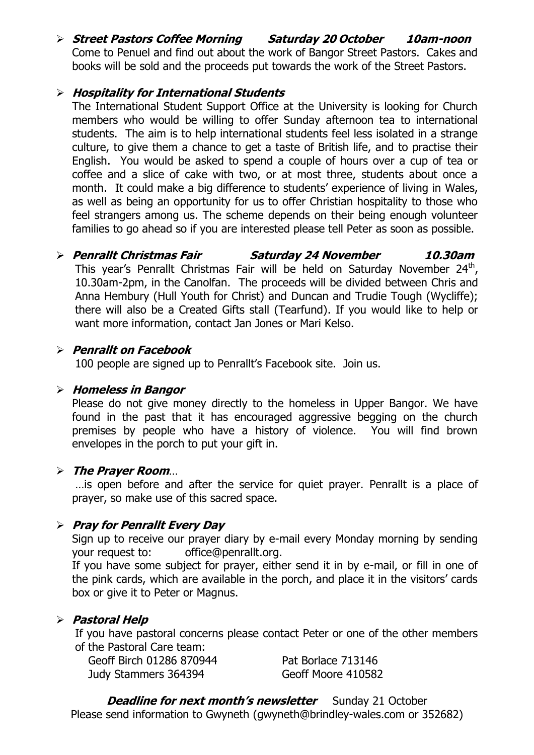- ***Street Pastors Coffee Morning   Saturday 20 October   10am-noon***
  Come to Penuel and find out about the work of Bangor Street Pastors. Cakes and books will be sold and the proceeds put towards the work of the Street Pastors.

- ***Hospitality for International Students***
  The International Student Support Office at the University is looking for Church members who would be willing to offer Sunday afternoon tea to international students. The aim is to help international students feel less isolated in a strange culture, to give them a chance to get a taste of British life, and to practise their English. You would be asked to spend a couple of hours over a cup of tea or coffee and a slice of cake with two, or at most three, students about once a month. It could make a big difference to students' experience of living in Wales, as well as being an opportunity for us to offer Christian hospitality to those who feel strangers among us. The scheme depends on their being enough volunteer families to go ahead so if you are interested please tell Peter as soon as possible.

- ***Penrallt Christmas Fair   Saturday 24 November   10.30am***
  This year's Penrallt Christmas Fair will be held on Saturday November 24th, 10.30am-2pm, in the Canolfan. The proceeds will be divided between Chris and Anna Hembury (Hull Youth for Christ) and Duncan and Trudie Tough (Wycliffe); there will also be a Created Gifts stall (Tearfund). If you would like to help or want more information, contact Jan Jones or Mari Kelso.

- ***Penrallt on Facebook***
  100 people are signed up to Penrallt's Facebook site. Join us.

- ***Homeless in Bangor***
  Please do not give money directly to the homeless in Upper Bangor. We have found in the past that it has encouraged aggressive begging on the church premises by people who have a history of violence. You will find brown envelopes in the porch to put your gift in.

- ***The Prayer Room***…
  …is open before and after the service for quiet prayer. Penrallt is a place of prayer, so make use of this sacred space.

- ***Pray for Penrallt Every Day***
  Sign up to receive our prayer diary by e-mail every Monday morning by sending your request to: office@penrallt.org.
  If you have some subject for prayer, either send it in by e-mail, or fill in one of the pink cards, which are available in the porch, and place it in the visitors' cards box or give it to Peter or Magnus.

- ***Pastoral Help***
  If you have pastoral concerns please contact Peter or one of the other members of the Pastoral Care team:
  Geoff Birch 01286 870944   Pat Borlace 713146
  Judy Stammers 364394   Geoff Moore 410582

***Deadline for next month's newsletter***   Sunday 21 October
Please send information to Gwyneth (gwyneth@brindley-wales.com or 352682)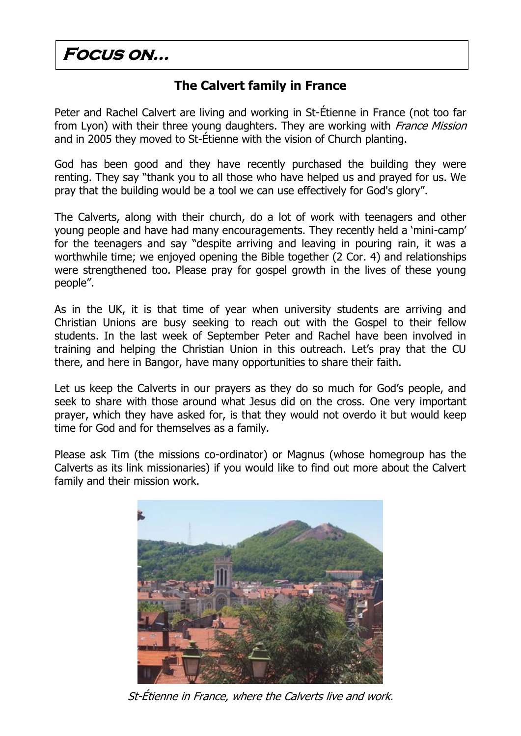# Focus on…

## The Calvert family in France

Peter and Rachel Calvert are living and working in St-Étienne in France (not too far from Lyon) with their three young daughters. They are working with *France Mission* and in 2005 they moved to St-Étienne with the vision of Church planting.

God has been good and they have recently purchased the building they were renting. They say "thank you to all those who have helped us and prayed for us. We pray that the building would be a tool we can use effectively for God's glory".

The Calverts, along with their church, do a lot of work with teenagers and other young people and have had many encouragements. They recently held a 'mini-camp' for the teenagers and say "despite arriving and leaving in pouring rain, it was a worthwhile time; we enjoyed opening the Bible together (2 Cor. 4) and relationships were strengthened too. Please pray for gospel growth in the lives of these young people".

As in the UK, it is that time of year when university students are arriving and Christian Unions are busy seeking to reach out with the Gospel to their fellow students. In the last week of September Peter and Rachel have been involved in training and helping the Christian Union in this outreach. Let's pray that the CU there, and here in Bangor, have many opportunities to share their faith.

Let us keep the Calverts in our prayers as they do so much for God's people, and seek to share with those around what Jesus did on the cross. One very important prayer, which they have asked for, is that they would not overdo it but would keep time for God and for themselves as a family.

Please ask Tim (the missions co-ordinator) or Magnus (whose homegroup has the Calverts as its link missionaries) if you would like to find out more about the Calvert family and their mission work.

*St-Étienne in France, where the Calverts live and work.*